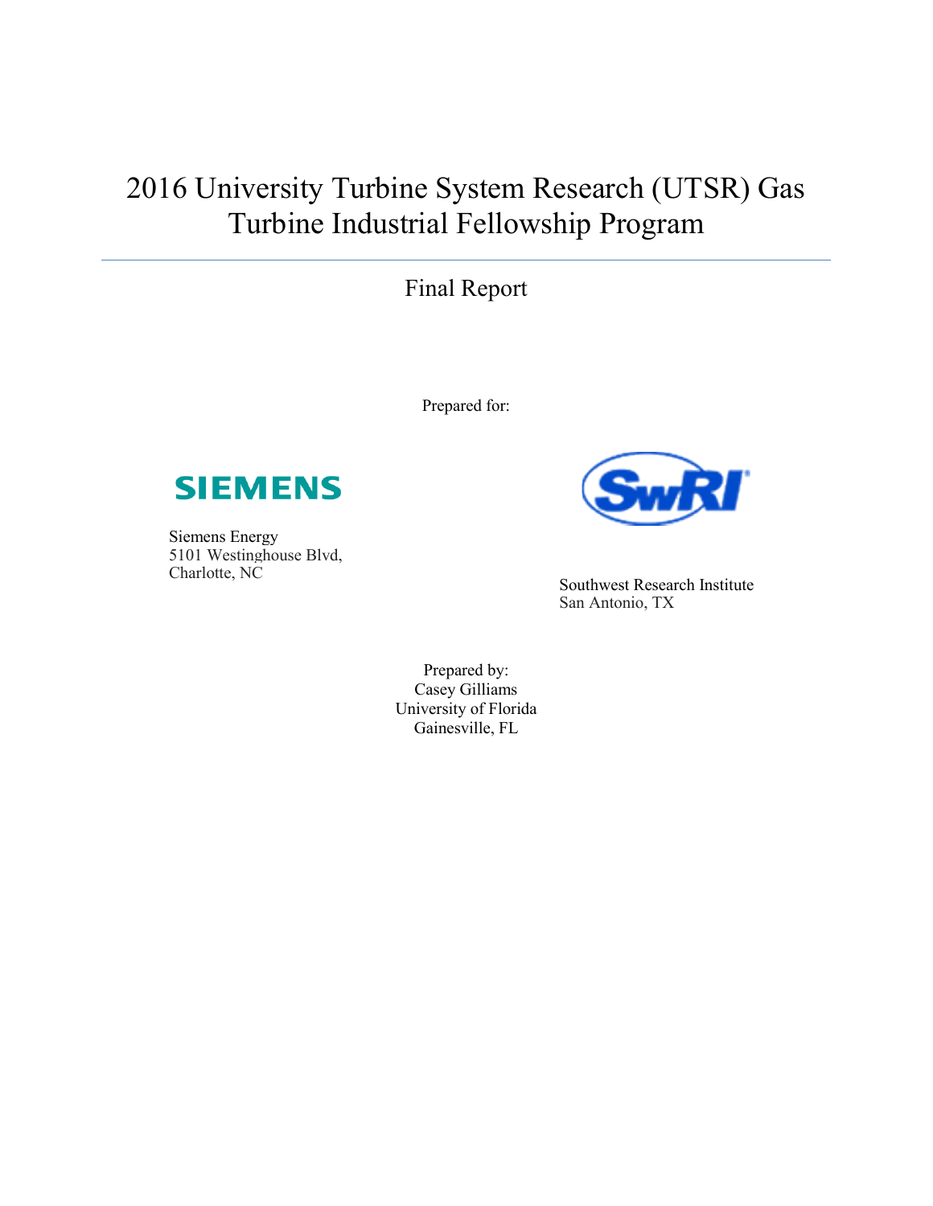# 2016 University Turbine System Research (UTSR) Gas Turbine Industrial Fellowship Program

---

## Final Report

Prepared for:

SIEMENS

Siemens Energy
5101 Westinghouse Blvd,
Charlotte, NC

SwRI

Southwest Research Institute
San Antonio, TX

Prepared by:
Casey Gilliams
University of Florida
Gainesville, FL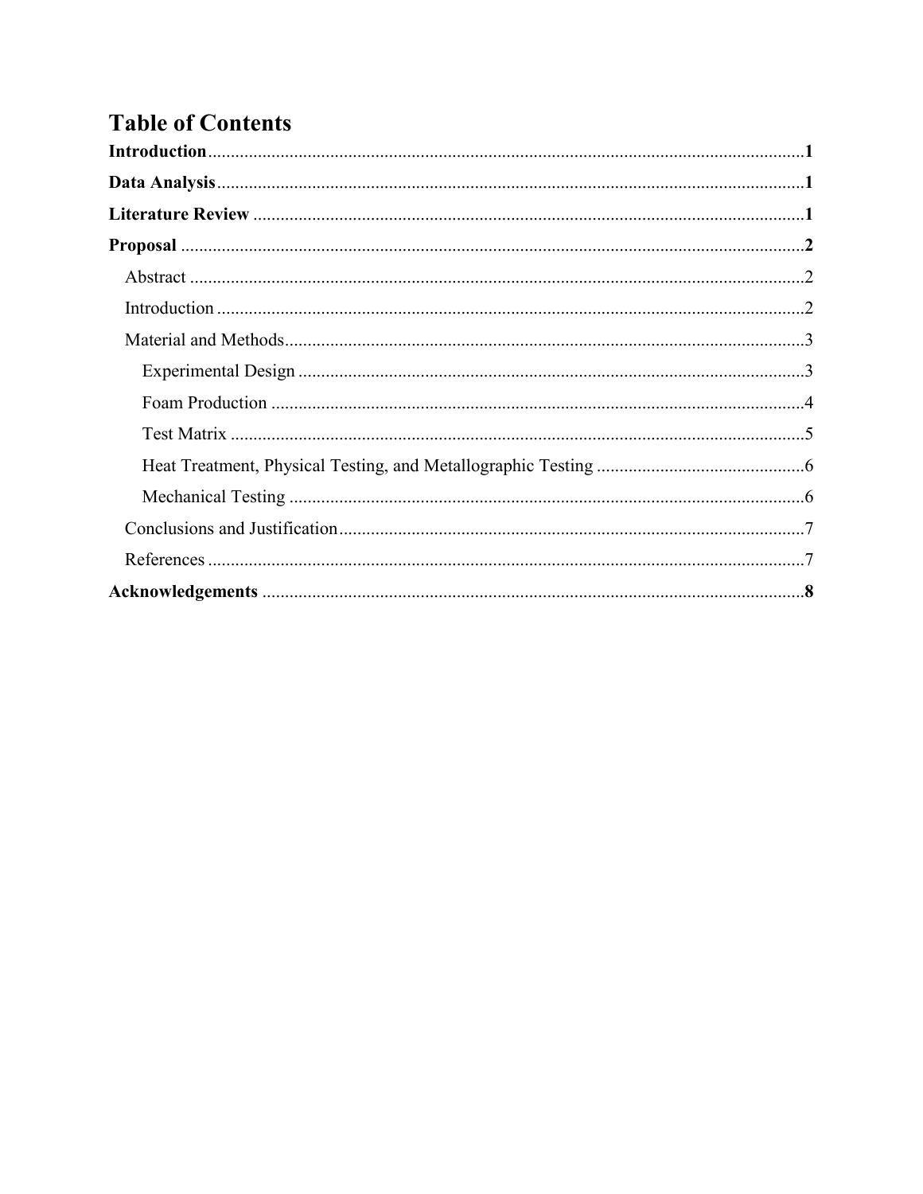# Table of Contents

**Introduction** ..................................................................................................................................**1**

**Data Analysis** ................................................................................................................................**1**

**Literature Review** .........................................................................................................................**1**

**Proposal** ........................................................................................................................................**2**

- Abstract .......................................................................................................................................2
- Introduction .................................................................................................................................2
- Material and Methods..................................................................................................................3
  - Experimental Design ...............................................................................................................3
  - Foam Production .....................................................................................................................4
  - Test Matrix ..............................................................................................................................5
  - Heat Treatment, Physical Testing, and Metallographic Testing .............................................6
  - Mechanical Testing .................................................................................................................6
- Conclusions and Justification......................................................................................................7
- References ...................................................................................................................................7

**Acknowledgements** .......................................................................................................................**8**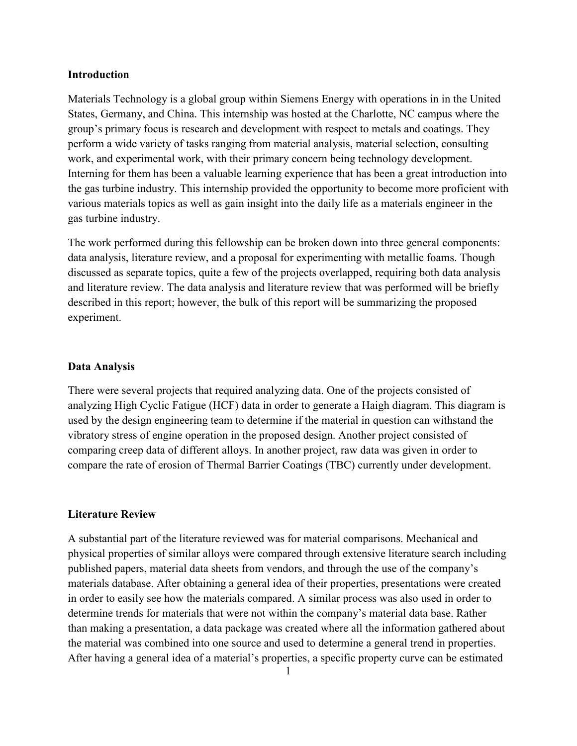## Introduction

Materials Technology is a global group within Siemens Energy with operations in in the United States, Germany, and China. This internship was hosted at the Charlotte, NC campus where the group's primary focus is research and development with respect to metals and coatings. They perform a wide variety of tasks ranging from material analysis, material selection, consulting work, and experimental work, with their primary concern being technology development. Interning for them has been a valuable learning experience that has been a great introduction into the gas turbine industry. This internship provided the opportunity to become more proficient with various materials topics as well as gain insight into the daily life as a materials engineer in the gas turbine industry.

The work performed during this fellowship can be broken down into three general components: data analysis, literature review, and a proposal for experimenting with metallic foams. Though discussed as separate topics, quite a few of the projects overlapped, requiring both data analysis and literature review. The data analysis and literature review that was performed will be briefly described in this report; however, the bulk of this report will be summarizing the proposed experiment.

## Data Analysis

There were several projects that required analyzing data. One of the projects consisted of analyzing High Cyclic Fatigue (HCF) data in order to generate a Haigh diagram. This diagram is used by the design engineering team to determine if the material in question can withstand the vibratory stress of engine operation in the proposed design. Another project consisted of comparing creep data of different alloys. In another project, raw data was given in order to compare the rate of erosion of Thermal Barrier Coatings (TBC) currently under development.

## Literature Review

A substantial part of the literature reviewed was for material comparisons. Mechanical and physical properties of similar alloys were compared through extensive literature search including published papers, material data sheets from vendors, and through the use of the company's materials database. After obtaining a general idea of their properties, presentations were created in order to easily see how the materials compared. A similar process was also used in order to determine trends for materials that were not within the company's material data base. Rather than making a presentation, a data package was created where all the information gathered about the material was combined into one source and used to determine a general trend in properties. After having a general idea of a material's properties, a specific property curve can be estimated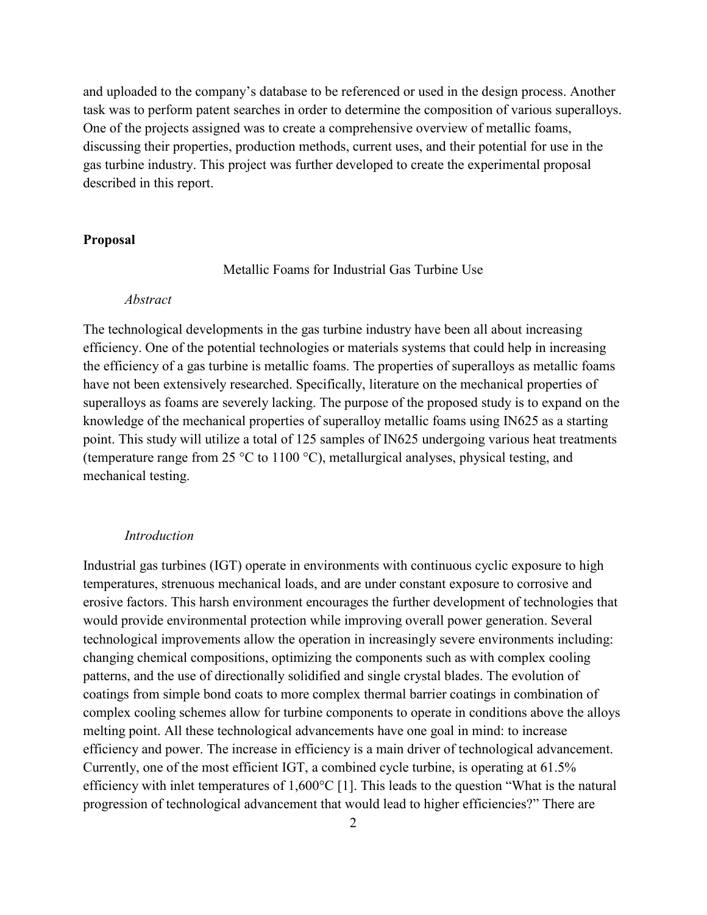and uploaded to the company's database to be referenced or used in the design process. Another task was to perform patent searches in order to determine the composition of various superalloys. One of the projects assigned was to create a comprehensive overview of metallic foams, discussing their properties, production methods, current uses, and their potential for use in the gas turbine industry. This project was further developed to create the experimental proposal described in this report.

## Proposal

Metallic Foams for Industrial Gas Turbine Use

### *Abstract*

The technological developments in the gas turbine industry have been all about increasing efficiency. One of the potential technologies or materials systems that could help in increasing the efficiency of a gas turbine is metallic foams. The properties of superalloys as metallic foams have not been extensively researched. Specifically, literature on the mechanical properties of superalloys as foams are severely lacking. The purpose of the proposed study is to expand on the knowledge of the mechanical properties of superalloy metallic foams using IN625 as a starting point. This study will utilize a total of 125 samples of IN625 undergoing various heat treatments (temperature range from 25 °C to 1100 °C), metallurgical analyses, physical testing, and mechanical testing.

### *Introduction*

Industrial gas turbines (IGT) operate in environments with continuous cyclic exposure to high temperatures, strenuous mechanical loads, and are under constant exposure to corrosive and erosive factors. This harsh environment encourages the further development of technologies that would provide environmental protection while improving overall power generation. Several technological improvements allow the operation in increasingly severe environments including: changing chemical compositions, optimizing the components such as with complex cooling patterns, and the use of directionally solidified and single crystal blades. The evolution of coatings from simple bond coats to more complex thermal barrier coatings in combination of complex cooling schemes allow for turbine components to operate in conditions above the alloys melting point. All these technological advancements have one goal in mind: to increase efficiency and power. The increase in efficiency is a main driver of technological advancement. Currently, one of the most efficient IGT, a combined cycle turbine, is operating at 61.5% efficiency with inlet temperatures of 1,600°C [1]. This leads to the question "What is the natural progression of technological advancement that would lead to higher efficiencies?" There are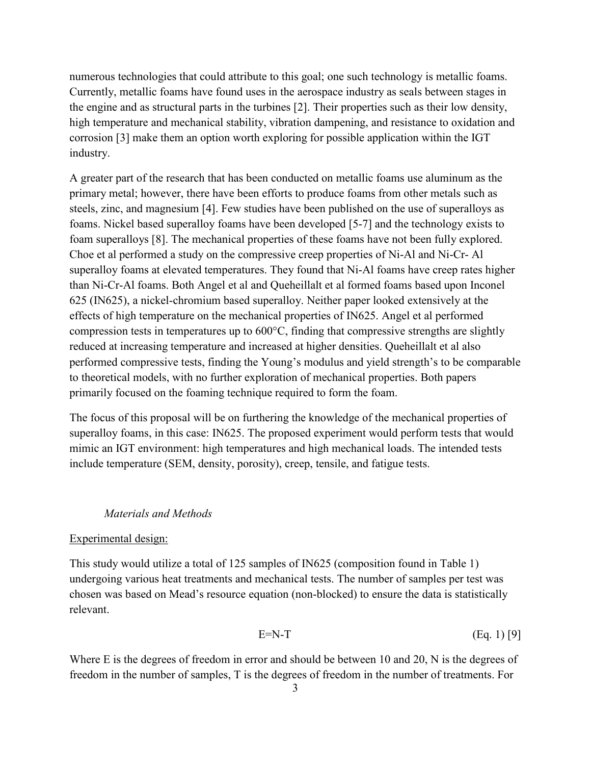numerous technologies that could attribute to this goal; one such technology is metallic foams. Currently, metallic foams have found uses in the aerospace industry as seals between stages in the engine and as structural parts in the turbines [2]. Their properties such as their low density, high temperature and mechanical stability, vibration dampening, and resistance to oxidation and corrosion [3] make them an option worth exploring for possible application within the IGT industry.

A greater part of the research that has been conducted on metallic foams use aluminum as the primary metal; however, there have been efforts to produce foams from other metals such as steels, zinc, and magnesium [4]. Few studies have been published on the use of superalloys as foams. Nickel based superalloy foams have been developed [5-7] and the technology exists to foam superalloys [8]. The mechanical properties of these foams have not been fully explored. Choe et al performed a study on the compressive creep properties of Ni-Al and Ni-Cr- Al superalloy foams at elevated temperatures. They found that Ni-Al foams have creep rates higher than Ni-Cr-Al foams. Both Angel et al and Queheillalt et al formed foams based upon Inconel 625 (IN625), a nickel-chromium based superalloy. Neither paper looked extensively at the effects of high temperature on the mechanical properties of IN625. Angel et al performed compression tests in temperatures up to 600°C, finding that compressive strengths are slightly reduced at increasing temperature and increased at higher densities. Queheillalt et al also performed compressive tests, finding the Young's modulus and yield strength's to be comparable to theoretical models, with no further exploration of mechanical properties. Both papers primarily focused on the foaming technique required to form the foam.

The focus of this proposal will be on furthering the knowledge of the mechanical properties of superalloy foams, in this case: IN625. The proposed experiment would perform tests that would mimic an IGT environment: high temperatures and high mechanical loads. The intended tests include temperature (SEM, density, porosity), creep, tensile, and fatigue tests.

## *Materials and Methods*

<u>Experimental design:</u>

This study would utilize a total of 125 samples of IN625 (composition found in Table 1) undergoing various heat treatments and mechanical tests. The number of samples per test was chosen was based on Mead's resource equation (non-blocked) to ensure the data is statistically relevant.

$$E=N-T \qquad \text{(Eq. 1) [9]}$$

Where E is the degrees of freedom in error and should be between 10 and 20, N is the degrees of freedom in the number of samples, T is the degrees of freedom in the number of treatments. For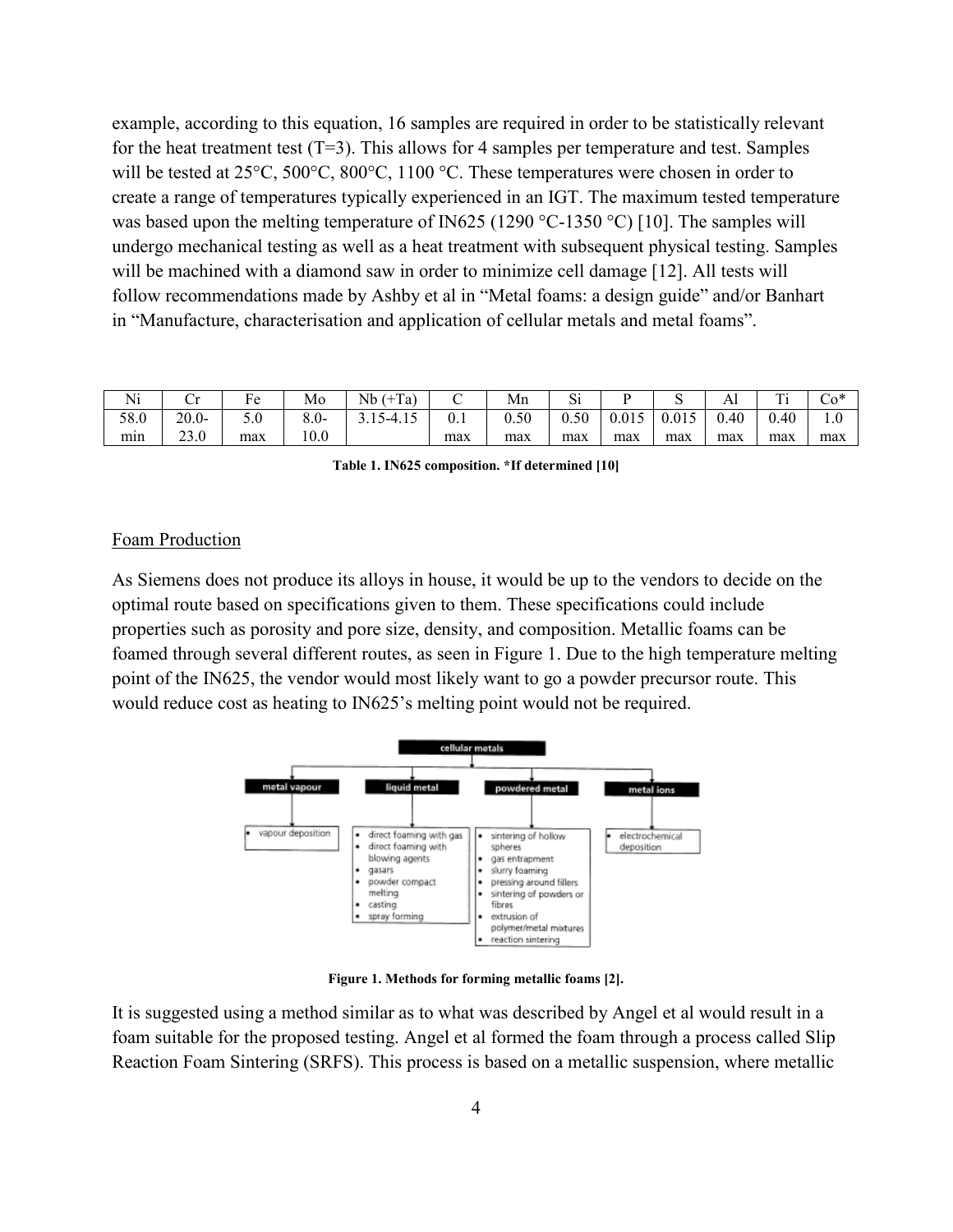example, according to this equation, 16 samples are required in order to be statistically relevant for the heat treatment test (T=3). This allows for 4 samples per temperature and test. Samples will be tested at 25°C, 500°C, 800°C, 1100 °C. These temperatures were chosen in order to create a range of temperatures typically experienced in an IGT. The maximum tested temperature was based upon the melting temperature of IN625 (1290 °C-1350 °C) [10]. The samples will undergo mechanical testing as well as a heat treatment with subsequent physical testing. Samples will be machined with a diamond saw in order to minimize cell damage [12]. All tests will follow recommendations made by Ashby et al in "Metal foams: a design guide" and/or Banhart in "Manufacture, characterisation and application of cellular metals and metal foams".

| Ni | Cr | Fe | Mo | Nb (+Ta) | C | Mn | Si | P | S | Al | Ti | Co* |
|---|---|---|---|---|---|---|---|---|---|---|---|---|
| 58.0 min | 20.0-23.0 | 5.0 max | 8.0-10.0 | 3.15-4.15 | 0.1 max | 0.50 max | 0.50 max | 0.015 max | 0.015 max | 0.40 max | 0.40 max | 1.0 max |

**Table 1. IN625 composition. *If determined [10]**

## Foam Production

As Siemens does not produce its alloys in house, it would be up to the vendors to decide on the optimal route based on specifications given to them. These specifications could include properties such as porosity and pore size, density, and composition. Metallic foams can be foamed through several different routes, as seen in Figure 1. Due to the high temperature melting point of the IN625, the vendor would most likely want to go a powder precursor route. This would reduce cost as heating to IN625's melting point would not be required.

cellular metals

metal vapour
- vapour deposition

liquid metal
- direct foaming with gas
- direct foaming with blowing agents
- gasars
- powder compact melting
- casting
- spray forming

powdered metal
- sintering of hollow spheres
- gas entrapment
- slurry foaming
- pressing around fillers
- sintering of powders or fibres
- extrusion of polymer/metal mixtures
- reaction sintering

metal ions
- electrochemical deposition

**Figure 1. Methods for forming metallic foams [2].**

It is suggested using a method similar as to what was described by Angel et al would result in a foam suitable for the proposed testing. Angel et al formed the foam through a process called Slip Reaction Foam Sintering (SRFS). This process is based on a metallic suspension, where metallic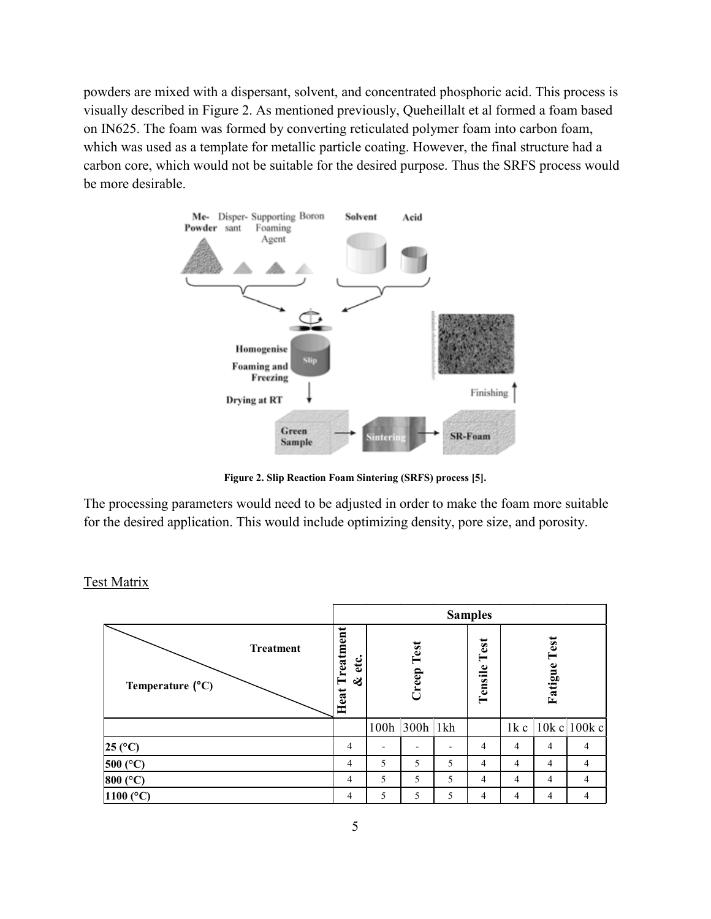powders are mixed with a dispersant, solvent, and concentrated phosphoric acid. This process is visually described in Figure 2. As mentioned previously, Queheillalt et al formed a foam based on IN625. The foam was formed by converting reticulated polymer foam into carbon foam, which was used as a template for metallic particle coating. However, the final structure had a carbon core, which would not be suitable for the desired purpose. Thus the SRFS process would be more desirable.

Me-Powder
Disper-sant
Supporting Foaming Agent
Boron
Solvent
Acid
Homogenise
Slip
Foaming and Freezing
Drying at RT
Green Sample
Sintering
SR-Foam
Finishing

**Figure 2. Slip Reaction Foam Sintering (SRFS) process [5].**

The processing parameters would need to be adjusted in order to make the foam more suitable for the desired application. This would include optimizing density, pore size, and porosity.

Test Matrix

| Temperature (°C) \ Treatment | Samples | | | | | | | |
|---|---|---|---|---|---|---|---|---|
| | Heat Treatment & etc. | Creep Test | | | Tensile Test | Fatigue Test | | |
| | | 100h | 300h | 1kh | | 1k c | 10k c | 100k c |
| **25 (°C)** | 4 | - | - | - | 4 | 4 | 4 | 4 |
| **500 (°C)** | 4 | 5 | 5 | 5 | 4 | 4 | 4 | 4 |
| **800 (°C)** | 4 | 5 | 5 | 5 | 4 | 4 | 4 | 4 |
| **1100 (°C)** | 4 | 5 | 5 | 5 | 4 | 4 | 4 | 4 |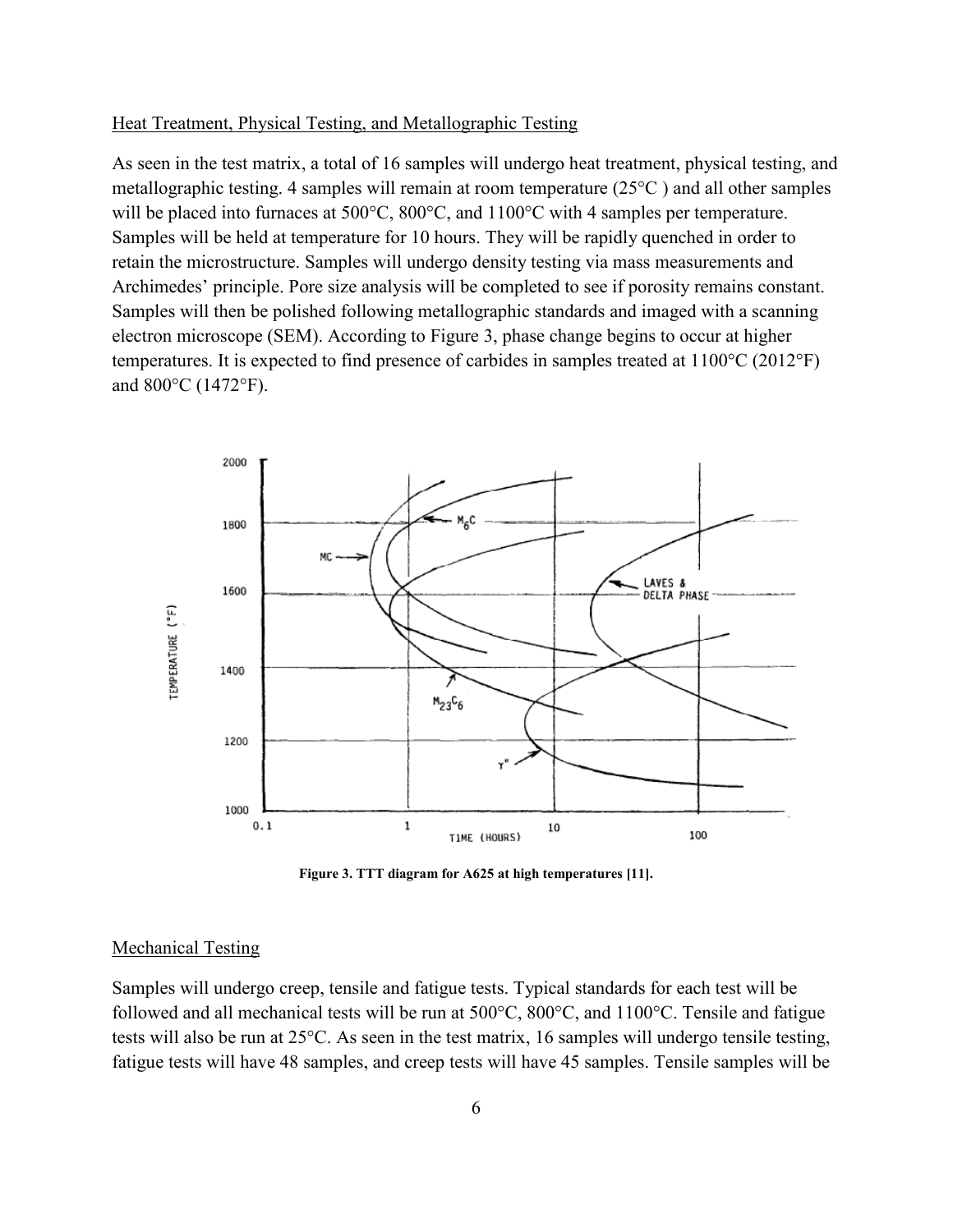## Heat Treatment, Physical Testing, and Metallographic Testing

As seen in the test matrix, a total of 16 samples will undergo heat treatment, physical testing, and metallographic testing. 4 samples will remain at room temperature (25°C ) and all other samples will be placed into furnaces at 500°C, 800°C, and 1100°C with 4 samples per temperature. Samples will be held at temperature for 10 hours. They will be rapidly quenched in order to retain the microstructure. Samples will undergo density testing via mass measurements and Archimedes' principle. Pore size analysis will be completed to see if porosity remains constant. Samples will then be polished following metallographic standards and imaged with a scanning electron microscope (SEM). According to Figure 3, phase change begins to occur at higher temperatures. It is expected to find presence of carbides in samples treated at 1100°C (2012°F) and 800°C (1472°F).

TEMPERATURE (°F)

2000
1800
1600
1400
1200
1000

TIME (HOURS)

0.1
1
10
100

$M_6C$
MC
LAVES & DELTA PHASE
$M_{23}C_6$
γ"

**Figure 3. TTT diagram for A625 at high temperatures [11].**

## Mechanical Testing

Samples will undergo creep, tensile and fatigue tests. Typical standards for each test will be followed and all mechanical tests will be run at 500°C, 800°C, and 1100°C. Tensile and fatigue tests will also be run at 25°C. As seen in the test matrix, 16 samples will undergo tensile testing, fatigue tests will have 48 samples, and creep tests will have 45 samples. Tensile samples will be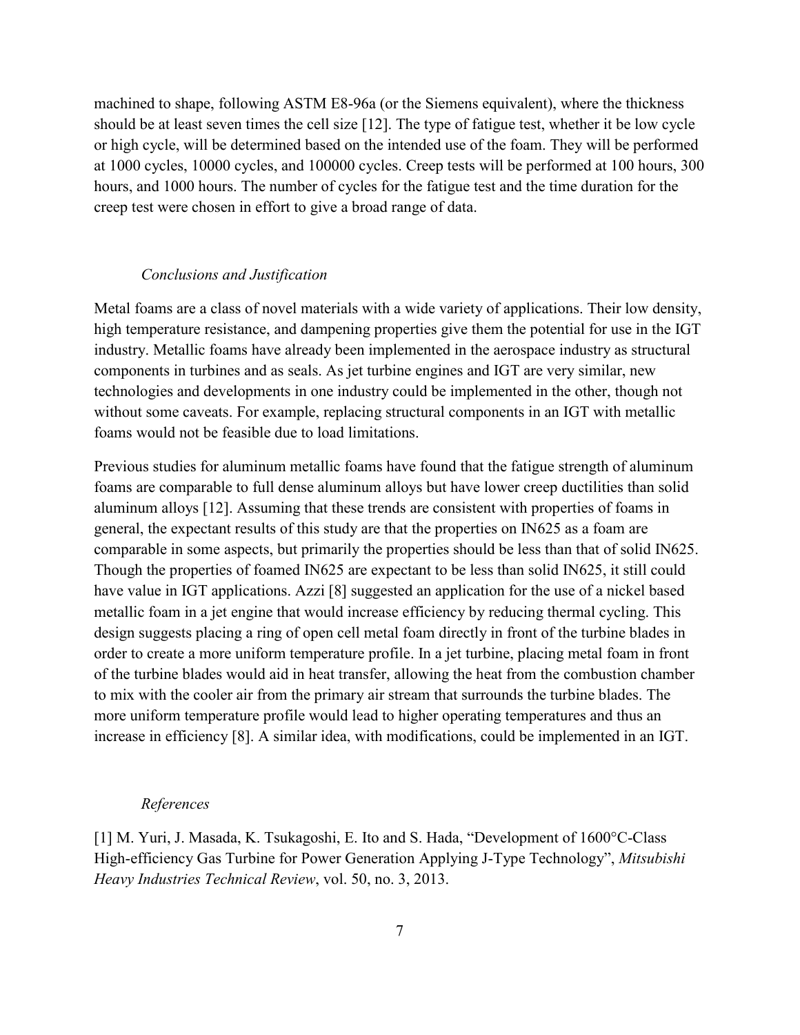machined to shape, following ASTM E8-96a (or the Siemens equivalent), where the thickness should be at least seven times the cell size [12]. The type of fatigue test, whether it be low cycle or high cycle, will be determined based on the intended use of the foam. They will be performed at 1000 cycles, 10000 cycles, and 100000 cycles. Creep tests will be performed at 100 hours, 300 hours, and 1000 hours. The number of cycles for the fatigue test and the time duration for the creep test were chosen in effort to give a broad range of data.

### *Conclusions and Justification*

Metal foams are a class of novel materials with a wide variety of applications. Their low density, high temperature resistance, and dampening properties give them the potential for use in the IGT industry. Metallic foams have already been implemented in the aerospace industry as structural components in turbines and as seals. As jet turbine engines and IGT are very similar, new technologies and developments in one industry could be implemented in the other, though not without some caveats. For example, replacing structural components in an IGT with metallic foams would not be feasible due to load limitations.

Previous studies for aluminum metallic foams have found that the fatigue strength of aluminum foams are comparable to full dense aluminum alloys but have lower creep ductilities than solid aluminum alloys [12]. Assuming that these trends are consistent with properties of foams in general, the expectant results of this study are that the properties on IN625 as a foam are comparable in some aspects, but primarily the properties should be less than that of solid IN625. Though the properties of foamed IN625 are expectant to be less than solid IN625, it still could have value in IGT applications. Azzi [8] suggested an application for the use of a nickel based metallic foam in a jet engine that would increase efficiency by reducing thermal cycling. This design suggests placing a ring of open cell metal foam directly in front of the turbine blades in order to create a more uniform temperature profile. In a jet turbine, placing metal foam in front of the turbine blades would aid in heat transfer, allowing the heat from the combustion chamber to mix with the cooler air from the primary air stream that surrounds the turbine blades. The more uniform temperature profile would lead to higher operating temperatures and thus an increase in efficiency [8]. A similar idea, with modifications, could be implemented in an IGT.

### *References*

[1] M. Yuri, J. Masada, K. Tsukagoshi, E. Ito and S. Hada, "Development of 1600°C-Class High-efficiency Gas Turbine for Power Generation Applying J-Type Technology", *Mitsubishi Heavy Industries Technical Review*, vol. 50, no. 3, 2013.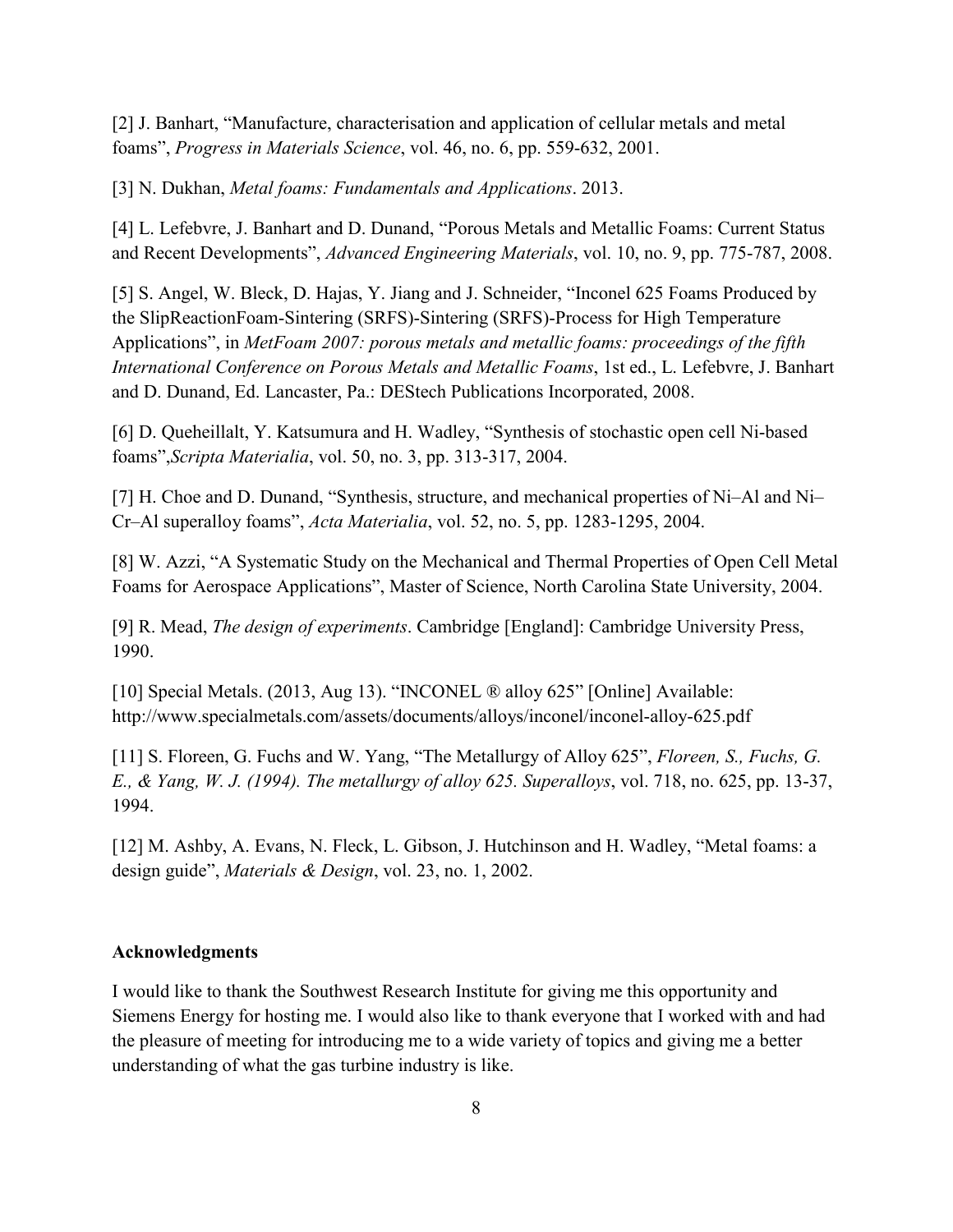[2] J. Banhart, "Manufacture, characterisation and application of cellular metals and metal foams", *Progress in Materials Science*, vol. 46, no. 6, pp. 559-632, 2001.

[3] N. Dukhan, *Metal foams: Fundamentals and Applications*. 2013.

[4] L. Lefebvre, J. Banhart and D. Dunand, "Porous Metals and Metallic Foams: Current Status and Recent Developments", *Advanced Engineering Materials*, vol. 10, no. 9, pp. 775-787, 2008.

[5] S. Angel, W. Bleck, D. Hajas, Y. Jiang and J. Schneider, "Inconel 625 Foams Produced by the SlipReactionFoam-Sintering (SRFS)-Sintering (SRFS)-Process for High Temperature Applications", in *MetFoam 2007: porous metals and metallic foams: proceedings of the fifth International Conference on Porous Metals and Metallic Foams*, 1st ed., L. Lefebvre, J. Banhart and D. Dunand, Ed. Lancaster, Pa.: DEStech Publications Incorporated, 2008.

[6] D. Queheillalt, Y. Katsumura and H. Wadley, "Synthesis of stochastic open cell Ni-based foams",*Scripta Materialia*, vol. 50, no. 3, pp. 313-317, 2004.

[7] H. Choe and D. Dunand, "Synthesis, structure, and mechanical properties of Ni–Al and Ni–Cr–Al superalloy foams", *Acta Materialia*, vol. 52, no. 5, pp. 1283-1295, 2004.

[8] W. Azzi, "A Systematic Study on the Mechanical and Thermal Properties of Open Cell Metal Foams for Aerospace Applications", Master of Science, North Carolina State University, 2004.

[9] R. Mead, *The design of experiments*. Cambridge [England]: Cambridge University Press, 1990.

[10] Special Metals. (2013, Aug 13). "INCONEL ® alloy 625" [Online] Available: http://www.specialmetals.com/assets/documents/alloys/inconel/inconel-alloy-625.pdf

[11] S. Floreen, G. Fuchs and W. Yang, "The Metallurgy of Alloy 625", *Floreen, S., Fuchs, G. E., & Yang, W. J. (1994). The metallurgy of alloy 625. Superalloys*, vol. 718, no. 625, pp. 13-37, 1994.

[12] M. Ashby, A. Evans, N. Fleck, L. Gibson, J. Hutchinson and H. Wadley, "Metal foams: a design guide", *Materials & Design*, vol. 23, no. 1, 2002.

**Acknowledgments**

I would like to thank the Southwest Research Institute for giving me this opportunity and Siemens Energy for hosting me. I would also like to thank everyone that I worked with and had the pleasure of meeting for introducing me to a wide variety of topics and giving me a better understanding of what the gas turbine industry is like.